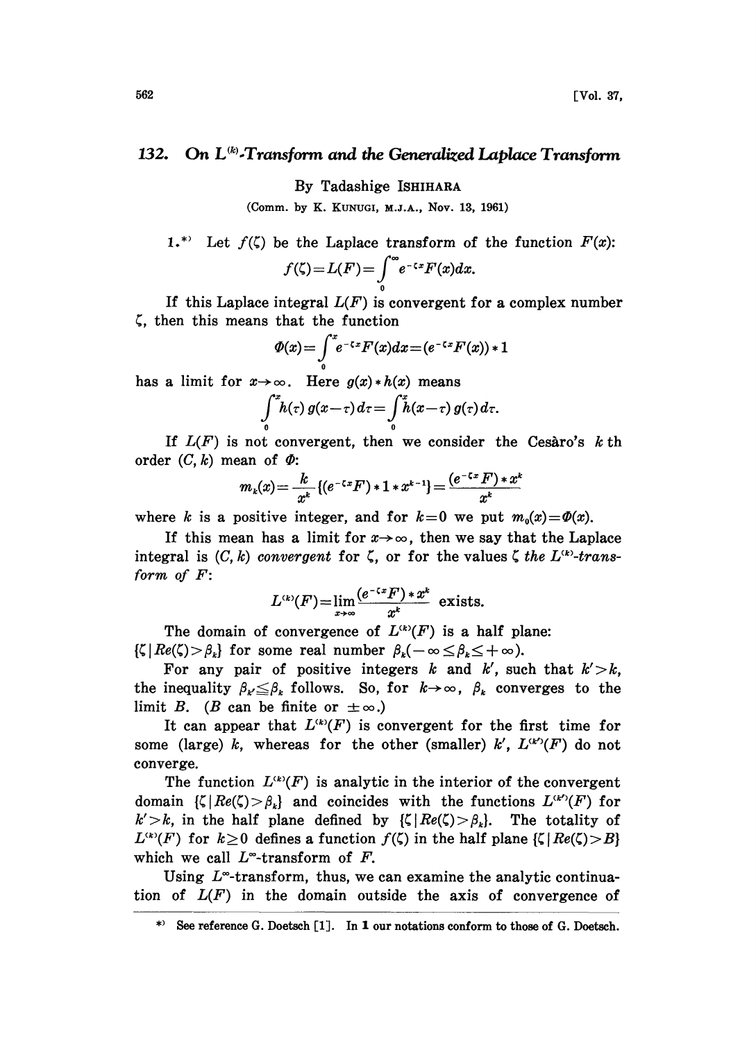# 132. On $L^{(k)}$-Transform and the Generalized Laplace Transform

By Tadashige ISHIHARA

(Comm. by K. KUNUGI, M.J.A., Nov. 13, 1961)

1.*) Let $f(\zeta)$ be the Laplace transform of the function $F(x)$:

$$f(\zeta)=L(F)=\int_0^\infty e^{-\zeta x}F(x)dx.$$

If this Laplace integral $L(F)$ is convergent for a complex number $\zeta$, then this means that the function

$$\Phi(x)=\int_0^x e^{-\zeta x}F(x)dx=(e^{-\zeta x}F(x))*1$$

has a limit for $x\to\infty$. Here $g(x)*h(x)$ means

$$\int_0^x h(\tau)\,g(x-\tau)\,d\tau=\int_0^x h(x-\tau)\,g(\tau)\,d\tau.$$

If $L(F)$ is not convergent, then we consider the Cesàro's $k$ th order $(C,k)$ mean of $\Phi$:

$$m_k(x)=\frac{k}{x^k}\{(e^{-\zeta x}F)*1*x^{k-1}\}=\frac{(e^{-\zeta x}F)*x^k}{x^k}$$

where $k$ is a positive integer, and for $k=0$ we put $m_0(x)=\Phi(x)$.

If this mean has a limit for $x\to\infty$, then we say that the Laplace integral is $(C,k)$ *convergent* for $\zeta$, or for the values $\zeta$ *the* $L^{(k)}$*-transform of* $F$:

$$L^{(k)}(F)=\lim_{x\to\infty}\frac{(e^{-\zeta x}F)*x^k}{x^k}\ \text{ exists.}$$

The domain of convergence of $L^{(k)}(F)$ is a half plane: $\{\zeta\,|\,Re(\zeta)>\beta_k\}$ for some real number $\beta_k(-\infty\leq\beta_k\leq+\infty)$.

For any pair of positive integers $k$ and $k'$, such that $k'>k$, the inequality $\beta_{k'}\leqq\beta_k$ follows. So, for $k\to\infty$, $\beta_k$ converges to the limit $B$. ($B$ can be finite or $\pm\infty$.)

It can appear that $L^{(k)}(F)$ is convergent for the first time for some (large) $k$, whereas for the other (smaller) $k'$, $L^{(k')}(F)$ do not converge.

The function $L^{(k)}(F)$ is analytic in the interior of the convergent domain $\{\zeta\,|\,Re(\zeta)>\beta_k\}$ and coincides with the functions $L^{(k')}(F)$ for $k'>k$, in the half plane defined by $\{\zeta\,|\,Re(\zeta)>\beta_k\}$. The totality of $L^{(k)}(F)$ for $k\geq 0$ defines a function $f(\zeta)$ in the half plane $\{\zeta\,|\,Re(\zeta)>B\}$ which we call $L^\infty$-transform of $F$.

Using $L^\infty$-transform, thus, we can examine the analytic continuation of $L(F)$ in the domain outside the axis of convergence of

*) See reference G. Doetsch [1]. In **1** our notations conform to those of G. Doetsch.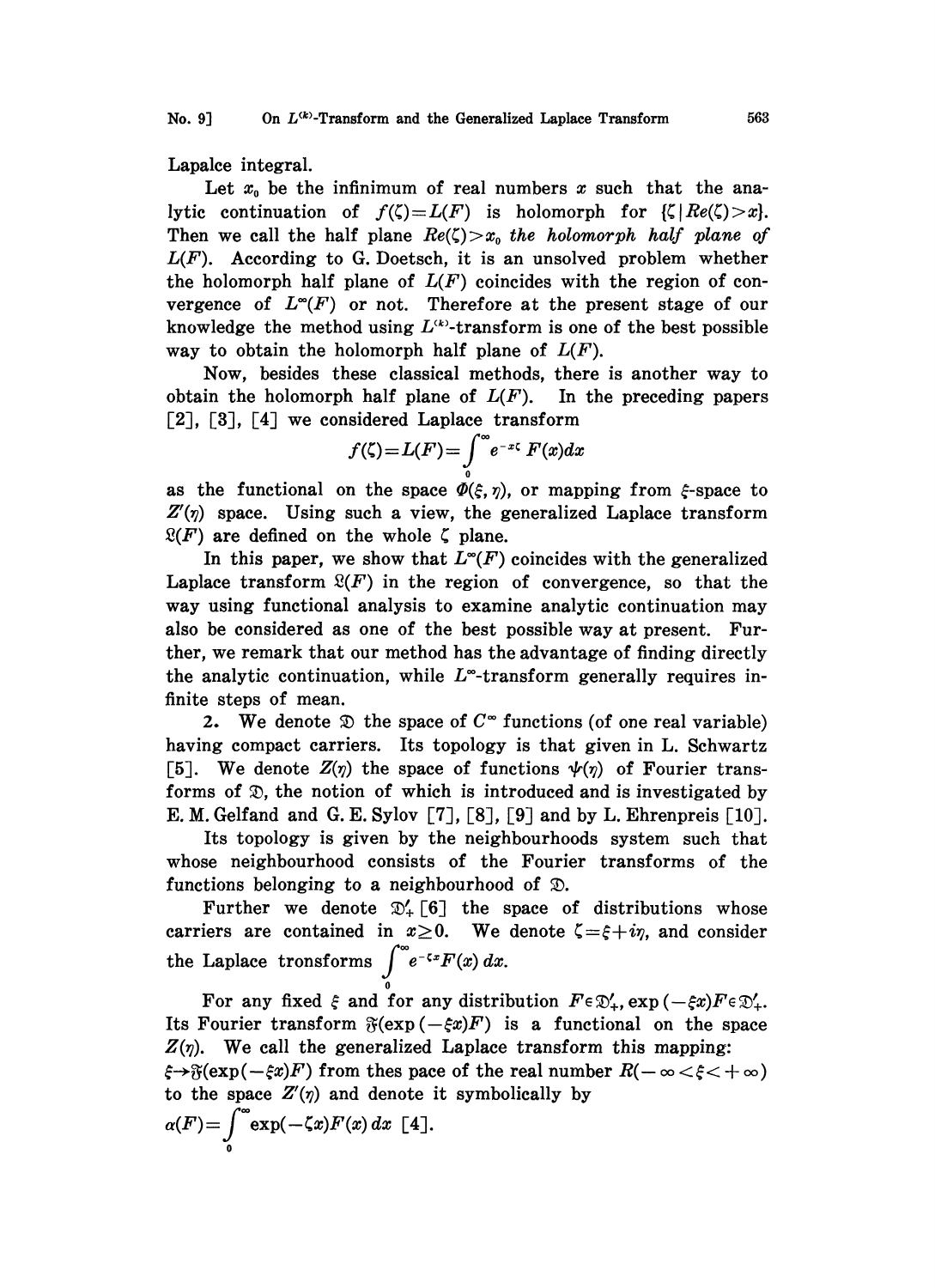Lapalce integral.

Let $x_0$ be the infinimum of real numbers $x$ such that the analytic continuation of $f(\zeta)=L(F)$ is holomorph for $\{\zeta \mid Re(\zeta)>x\}$. Then we call the half plane $Re(\zeta)>x_0$ *the holomorph half plane of* $L(F)$. According to G. Doetsch, it is an unsolved problem whether the holomorph half plane of $L(F)$ coincides with the region of convergence of $L^{\infty}(F)$ or not. Therefore at the present stage of our knowledge the method using $L^{(k)}$-transform is one of the best possible way to obtain the holomorph half plane of $L(F)$.

Now, besides these classical methods, there is another way to obtain the holomorph half plane of $L(F)$. In the preceding papers [2], [3], [4] we considered Laplace transform

$$f(\zeta)=L(F)=\int_0^{\infty} e^{-x\zeta} F(x)dx$$

as the functional on the space $\Phi(\xi,\eta)$, or mapping from $\xi$-space to $Z'(\eta)$ space. Using such a view, the generalized Laplace transform $\mathfrak{L}(F)$ are defined on the whole $\zeta$ plane.

In this paper, we show that $L^{\infty}(F)$ coincides with the generalized Laplace transform $\mathfrak{L}(F)$ in the region of convergence, so that the way using functional analysis to examine analytic continuation may also be considered as one of the best possible way at present. Further, we remark that our method has the advantage of finding directly the analytic continuation, while $L^{\infty}$-transform generally requires infinite steps of mean.

2. We denote $\mathfrak{D}$ the space of $C^{\infty}$ functions (of one real variable) having compact carriers. Its topology is that given in L. Schwartz [5]. We denote $Z(\eta)$ the space of functions $\psi(\eta)$ of Fourier transforms of $\mathfrak{D}$, the notion of which is introduced and is investigated by E. M. Gelfand and G. E. Sylov [7], [8], [9] and by L. Ehrenpreis [10].

Its topology is given by the neighbourhoods system such that whose neighbourhood consists of the Fourier transforms of the functions belonging to a neighbourhood of $\mathfrak{D}$.

Further we denote $\mathfrak{D}'_{+}$ [6] the space of distributions whose carriers are contained in $x\geq 0$. We denote $\zeta=\xi+i\eta$, and consider the Laplace tronsforms $\int_0^{\infty} e^{-\zeta x}F(x)\,dx$.

For any fixed $\xi$ and for any distribution $F\in\mathfrak{D}'_{+}$, $\exp(-\xi x)F\in\mathfrak{D}'_{+}$. Its Fourier transform $\mathfrak{F}(\exp(-\xi x)F)$ is a functional on the space $Z(\eta)$. We call the generalized Laplace transform this mapping: $\xi\rightarrow\mathfrak{F}(\exp(-\xi x)F)$ from thes pace of the real number $R(-\infty<\xi<+\infty)$ to the space $Z'(\eta)$ and denote it symbolically by

$\alpha(F)=\int_0^{\infty}\exp(-\zeta x)F(x)\,dx$ [4].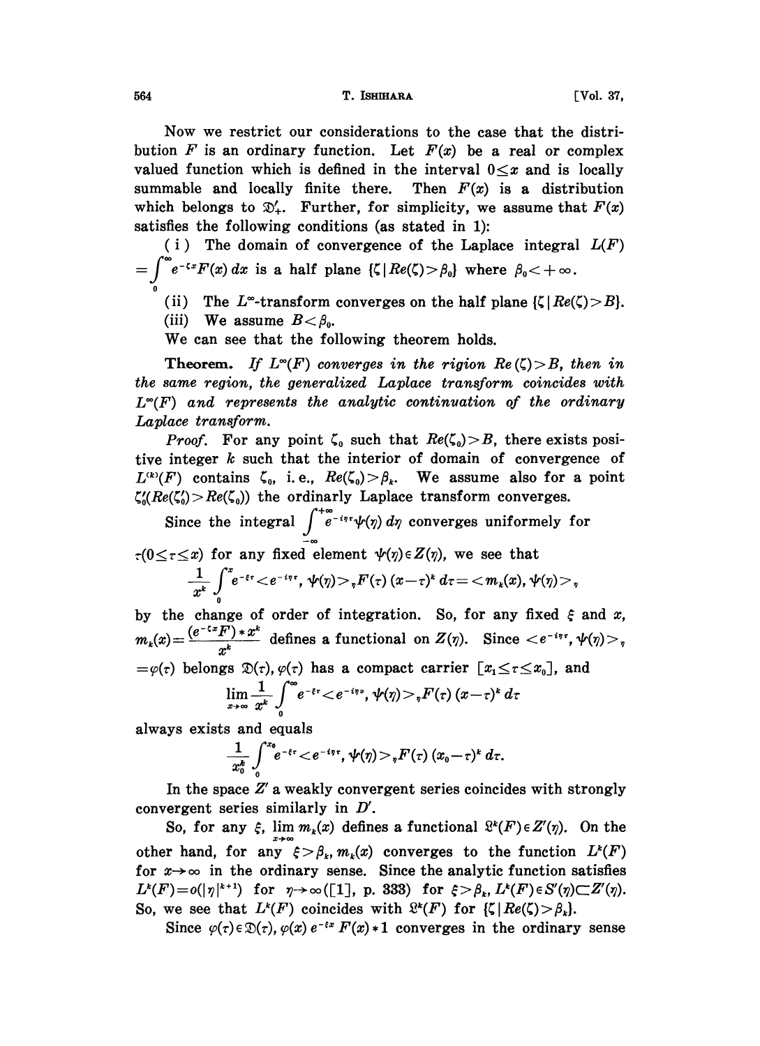Now we restrict our considerations to the case that the distribution $F$ is an ordinary function. Let $F(x)$ be a real or complex valued function which is defined in the interval $0 \leq x$ and is locally summable and locally finite there. Then $F(x)$ is a distribution which belongs to $\mathfrak{D}'_+$. Further, for simplicity, we assume that $F(x)$ satisfies the following conditions (as stated in 1):

(i) The domain of convergence of the Laplace integral $L(F) = \int_0^\infty e^{-\zeta x} F(x)\, dx$ is a half plane $\{\zeta \mid Re(\zeta) > \beta_0\}$ where $\beta_0 < +\infty$.

(ii) The $L^\infty$-transform converges on the half plane $\{\zeta \mid Re(\zeta) > B\}$.

(iii) We assume $B < \beta_0$.

We can see that the following theorem holds.

**Theorem.** *If $L^\infty(F)$ converges in the rigion $Re(\zeta) > B$, then in the same region, the generalized Laplace transform coincides with $L^\infty(F)$ and represents the analytic continuation of the ordinary Laplace transform.*

*Proof.* For any point $\zeta_0$ such that $Re(\zeta_0) > B$, there exists positive integer $k$ such that the interior of domain of convergence of $L^{(k)}(F)$ contains $\zeta_0$, i.e., $Re(\zeta_0) > \beta_k$. We assume also for a point $\zeta'_0 (Re(\zeta'_0) > Re(\zeta_0))$ the ordinarly Laplace transform converges.

Since the integral $\int_{-\infty}^{+\infty} e^{-i\eta\tau} \psi(\eta)\, d\eta$ converges uniformely for $\tau (0 \leq \tau \leq x)$ for any fixed element $\psi(\eta) \in Z(\eta)$, we see that

$$\frac{1}{x^k} \int_0^x e^{-\xi\tau} < e^{-i\eta\tau}, \psi(\eta) >_\eta F(\tau)(x-\tau)^k\, d\tau = < m_k(x), \psi(\eta) >_\eta$$

by the change of order of integration. So, for any fixed $\xi$ and $x$, $m_k(x) = \frac{(e^{-\zeta x} F) * x^k}{x^k}$ defines a functional on $Z(\eta)$. Since $< e^{-i\eta\tau}, \psi(\eta) >_\eta = \varphi(\tau)$ belongs $\mathfrak{D}(\tau)$, $\varphi(\tau)$ has a compact carrier $[x_1 \leq \tau \leq x_0]$, and

$$\lim_{x\to\infty} \frac{1}{x^k} \int_0^\infty e^{-\xi\tau} < e^{-i\eta v}, \psi(\eta) >_\eta F(\tau)(x-\tau)^k\, d\tau$$

always exists and equals

$$\frac{1}{x_0^k} \int_0^{x_0} e^{-\xi\tau} < e^{-i\eta\tau}, \psi(\eta) >_\eta F(\tau)(x_0-\tau)^k\, d\tau.$$

In the space $Z'$ a weakly convergent series coincides with strongly convergent series similarly in $D'$.

So, for any $\xi$, $\lim_{x\to\infty} m_k(x)$ defines a functional $\mathfrak{L}^k(F) \in Z'(\eta)$. On the other hand, for any $\xi > \beta_k$, $m_k(x)$ converges to the function $L^k(F)$ for $x \to \infty$ in the ordinary sense. Since the analytic function satisfies $L^k(F) = o(|\eta|^{k+1})$ for $\eta \to \infty$ ([1], p. 333) for $\xi > \beta_k$, $L^k(F) \in S'(\eta) \subset Z'(\eta)$. So, we see that $L^k(F)$ coincides with $\mathfrak{L}^k(F)$ for $\{\zeta \mid Re(\zeta) > \beta_k\}$.

Since $\varphi(\tau) \in \mathfrak{D}(\tau)$, $\varphi(x)\, e^{-\xi x}\, F(x) * 1$ converges in the ordinary sense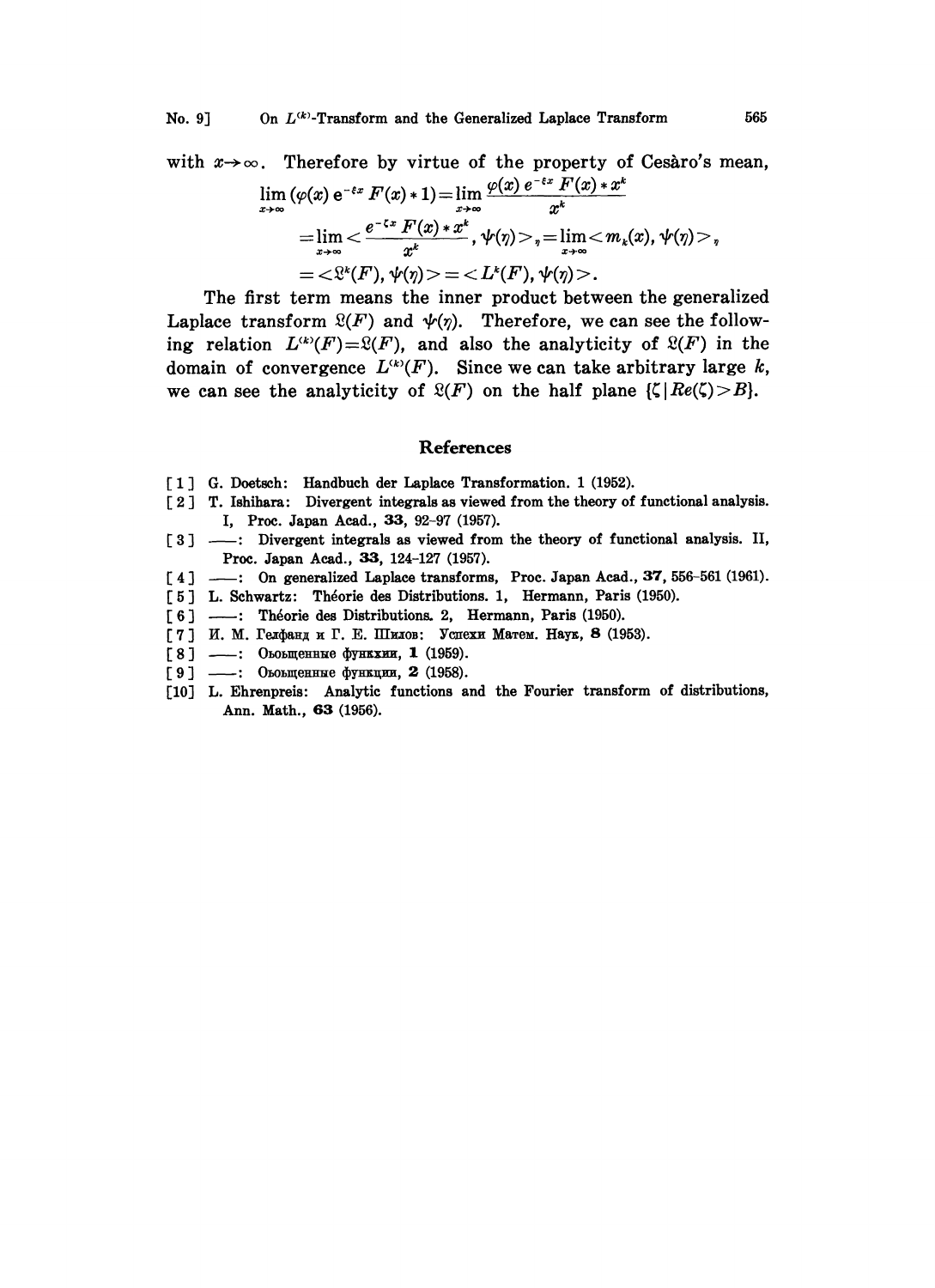with $x \to \infty$. Therefore by virtue of the property of Cesàro's mean,

$$\lim_{x\to\infty} (\varphi(x)\, e^{-\xi x}\, F(x) * 1) = \lim_{x\to\infty} \frac{\varphi(x)\, e^{-\xi x}\, F(x) * x^k}{x^k}$$

$$= \lim_{x\to\infty} < \frac{e^{-\zeta x}\, F(x) * x^k}{x^k}, \psi(\eta) >_\eta = \lim_{x\to\infty} < m_k(x), \psi(\eta) >_\eta$$

$$= < \mathfrak{L}^k(F), \psi(\eta) > = < L^k(F), \psi(\eta) >.$$

The first term means the inner product between the generalized Laplace transform $\mathfrak{L}(F)$ and $\psi(\eta)$. Therefore, we can see the following relation $L^{(k)}(F) = \mathfrak{L}(F)$, and also the analyticity of $\mathfrak{L}(F)$ in the domain of convergence $L^{(k)}(F)$. Since we can take arbitrary large $k$, we can see the analyticity of $\mathfrak{L}(F)$ on the half plane $\{\zeta \mid Re(\zeta) > B\}$.

## References

[1] G. Doetsch: Handbuch der Laplace Transformation. 1 (1952).

[2] T. Ishihara: Divergent integrals as viewed from the theory of functional analysis. I, Proc. Japan Acad., **33**, 92–97 (1957).

[3] ——: Divergent integrals as viewed from the theory of functional analysis. II, Proc. Japan Acad., **33**, 124–127 (1957).

[4] ——: On generalized Laplace transforms, Proc. Japan Acad., **37**, 556–561 (1961).

[5] L. Schwartz: Théorie des Distributions. 1, Hermann, Paris (1950).

[6] ——: Théorie des Distributions. 2, Hermann, Paris (1950).

[7] И. М. Гельфанд и Г. Е. Шилов: Успехи Матем. Наук, **8** (1953).

[8] ——: Обобщенные функции, **1** (1959).

[9] ——: Обобщенные функции, **2** (1958).

[10] L. Ehrenpreis: Analytic functions and the Fourier transform of distributions, Ann. Math., **63** (1956).